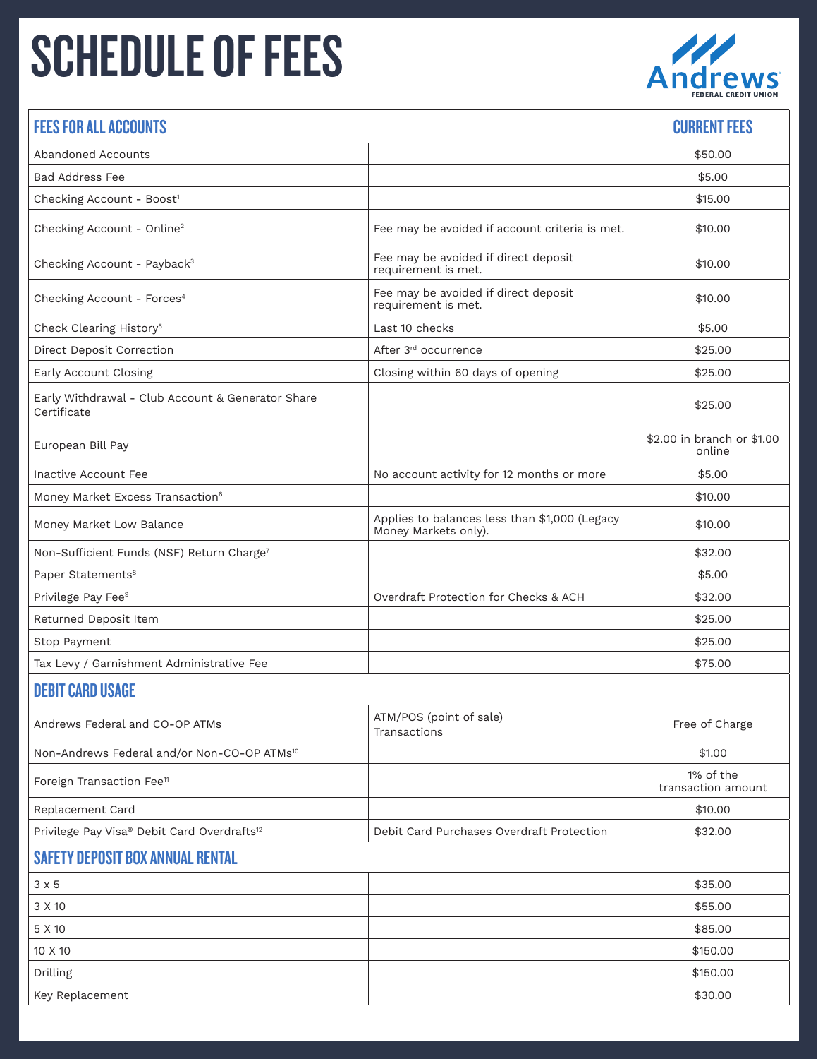# SCHEDULE OF FEES

Andrews Federal Credit Union

| FEES FOR ALL ACCOUNTS | | CURRENT FEES |
|---|---|---|
| Abandoned Accounts | | $50.00 |
| Bad Address Fee | | $5.00 |
| Checking Account - Boost[1] | | $15.00 |
| Checking Account - Online[2] | Fee may be avoided if account criteria is met. | $10.00 |
| Checking Account - Payback[3] | Fee may be avoided if direct deposit requirement is met. | $10.00 |
| Checking Account - Forces[4] | Fee may be avoided if direct deposit requirement is met. | $10.00 |
| Check Clearing History[5] | Last 10 checks | $5.00 |
| Direct Deposit Correction | After 3rd occurrence | $25.00 |
| Early Account Closing | Closing within 60 days of opening | $25.00 |
| Early Withdrawal - Club Account & Generator Share Certificate | | $25.00 |
| European Bill Pay | | $2.00 in branch or $1.00 online |
| Inactive Account Fee | No account activity for 12 months or more | $5.00 |
| Money Market Excess Transaction[6] | | $10.00 |
| Money Market Low Balance | Applies to balances less than $1,000 (Legacy Money Markets only). | $10.00 |
| Non-Sufficient Funds (NSF) Return Charge[7] | | $32.00 |
| Paper Statements[8] | | $5.00 |
| Privilege Pay Fee[9] | Overdraft Protection for Checks & ACH | $32.00 |
| Returned Deposit Item | | $25.00 |
| Stop Payment | | $25.00 |
| Tax Levy / Garnishment Administrative Fee | | $75.00 |
| **DEBIT CARD USAGE** | | |
| Andrews Federal and CO-OP ATMs | ATM/POS (point of sale) Transactions | Free of Charge |
| Non-Andrews Federal and/or Non-CO-OP ATMs[10] | | $1.00 |
| Foreign Transaction Fee[11] | | 1% of the transaction amount |
| Replacement Card | | $10.00 |
| Privilege Pay Visa® Debit Card Overdrafts[12] | Debit Card Purchases Overdraft Protection | $32.00 |
| **SAFETY DEPOSIT BOX ANNUAL RENTAL** | | |
| 3 x 5 | | $35.00 |
| 3 X 10 | | $55.00 |
| 5 X 10 | | $85.00 |
| 10 X 10 | | $150.00 |
| Drilling | | $150.00 |
| Key Replacement | | $30.00 |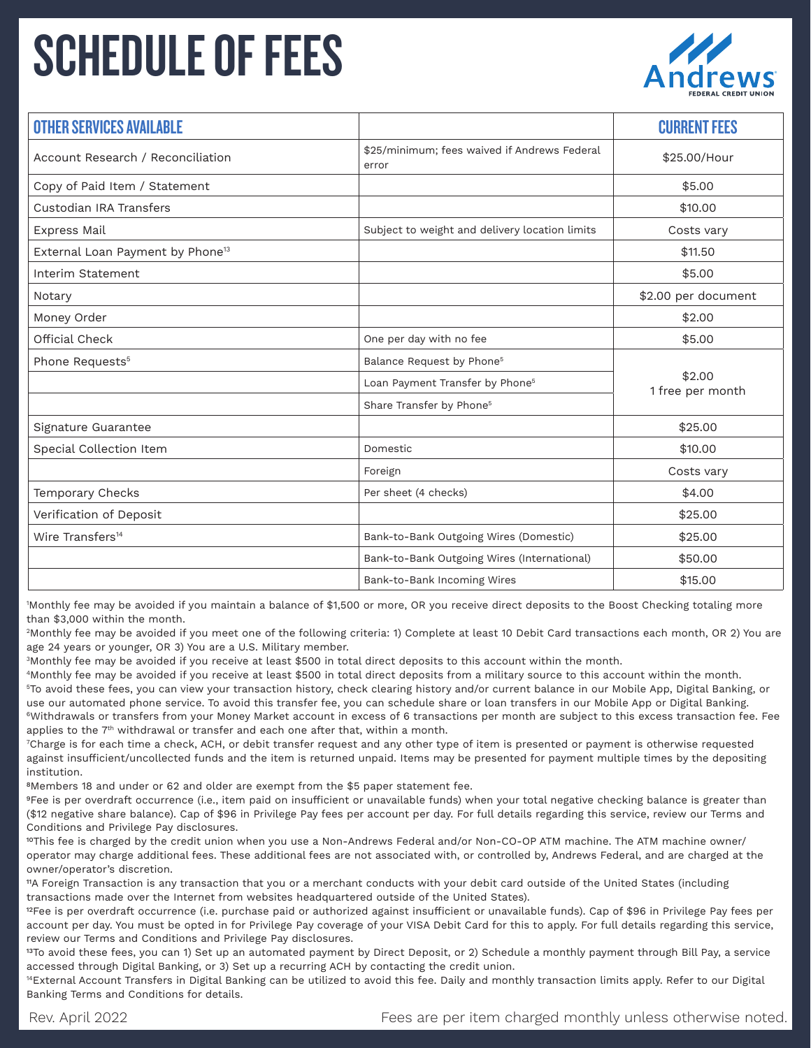# SCHEDULE OF FEES

Andrews FEDERAL CREDIT UNION

| OTHER SERVICES AVAILABLE | | CURRENT FEES |
|---|---|---|
| Account Research / Reconciliation | $25/minimum; fees waived if Andrews Federal error | $25.00/Hour |
| Copy of Paid Item / Statement | | $5.00 |
| Custodian IRA Transfers | | $10.00 |
| Express Mail | Subject to weight and delivery location limits | Costs vary |
| External Loan Payment by Phone[13] | | $11.50 |
| Interim Statement | | $5.00 |
| Notary | | $2.00 per document |
| Money Order | | $2.00 |
| Official Check | One per day with no fee | $5.00 |
| Phone Requests[5] | Balance Request by Phone[5] | $2.00 1 free per month |
| | Loan Payment Transfer by Phone[5] | |
| | Share Transfer by Phone[5] | |
| Signature Guarantee | | $25.00 |
| Special Collection Item | Domestic | $10.00 |
| | Foreign | Costs vary |
| Temporary Checks | Per sheet (4 checks) | $4.00 |
| Verification of Deposit | | $25.00 |
| Wire Transfers[14] | Bank-to-Bank Outgoing Wires (Domestic) | $25.00 |
| | Bank-to-Bank Outgoing Wires (International) | $50.00 |
| | Bank-to-Bank Incoming Wires | $15.00 |

[1]Monthly fee may be avoided if you maintain a balance of $1,500 or more, OR you receive direct deposits to the Boost Checking totaling more than $3,000 within the month.

[2]Monthly fee may be avoided if you meet one of the following criteria: 1) Complete at least 10 Debit Card transactions each month, OR 2) You are age 24 years or younger, OR 3) You are a U.S. Military member.

[3]Monthly fee may be avoided if you receive at least $500 in total direct deposits to this account within the month.

[4]Monthly fee may be avoided if you receive at least $500 in total direct deposits from a military source to this account within the month.

[5]To avoid these fees, you can view your transaction history, check clearing history and/or current balance in our Mobile App, Digital Banking, or use our automated phone service. To avoid this transfer fee, you can schedule share or loan transfers in our Mobile App or Digital Banking.

[6]Withdrawals or transfers from your Money Market account in excess of 6 transactions per month are subject to this excess transaction fee. Fee applies to the 7th withdrawal or transfer and each one after that, within a month.

[7]Charge is for each time a check, ACH, or debit transfer request and any other type of item is presented or payment is otherwise requested against insufficient/uncollected funds and the item is returned unpaid. Items may be presented for payment multiple times by the depositing institution.

[8]Members 18 and under or 62 and older are exempt from the $5 paper statement fee.

[9]Fee is per overdraft occurrence (i.e., item paid on insufficient or unavailable funds) when your total negative checking balance is greater than ($12 negative share balance). Cap of $96 in Privilege Pay fees per account per day. For full details regarding this service, review our Terms and Conditions and Privilege Pay disclosures.

[10]This fee is charged by the credit union when you use a Non-Andrews Federal and/or Non-CO-OP ATM machine. The ATM machine owner/operator may charge additional fees. These additional fees are not associated with, or controlled by, Andrews Federal, and are charged at the owner/operator's discretion.

[11]A Foreign Transaction is any transaction that you or a merchant conducts with your debit card outside of the United States (including transactions made over the Internet from websites headquartered outside of the United States).

[12]Fee is per overdraft occurrence (i.e. purchase paid or authorized against insufficient or unavailable funds). Cap of $96 in Privilege Pay fees per account per day. You must be opted in for Privilege Pay coverage of your VISA Debit Card for this to apply. For full details regarding this service, review our Terms and Conditions and Privilege Pay disclosures.

[13]To avoid these fees, you can 1) Set up an automated payment by Direct Deposit, or 2) Schedule a monthly payment through Bill Pay, a service accessed through Digital Banking, or 3) Set up a recurring ACH by contacting the credit union.

[14]External Account Transfers in Digital Banking can be utilized to avoid this fee. Daily and monthly transaction limits apply. Refer to our Digital Banking Terms and Conditions for details.

Rev. April 2022

Fees are per item charged monthly unless otherwise noted.